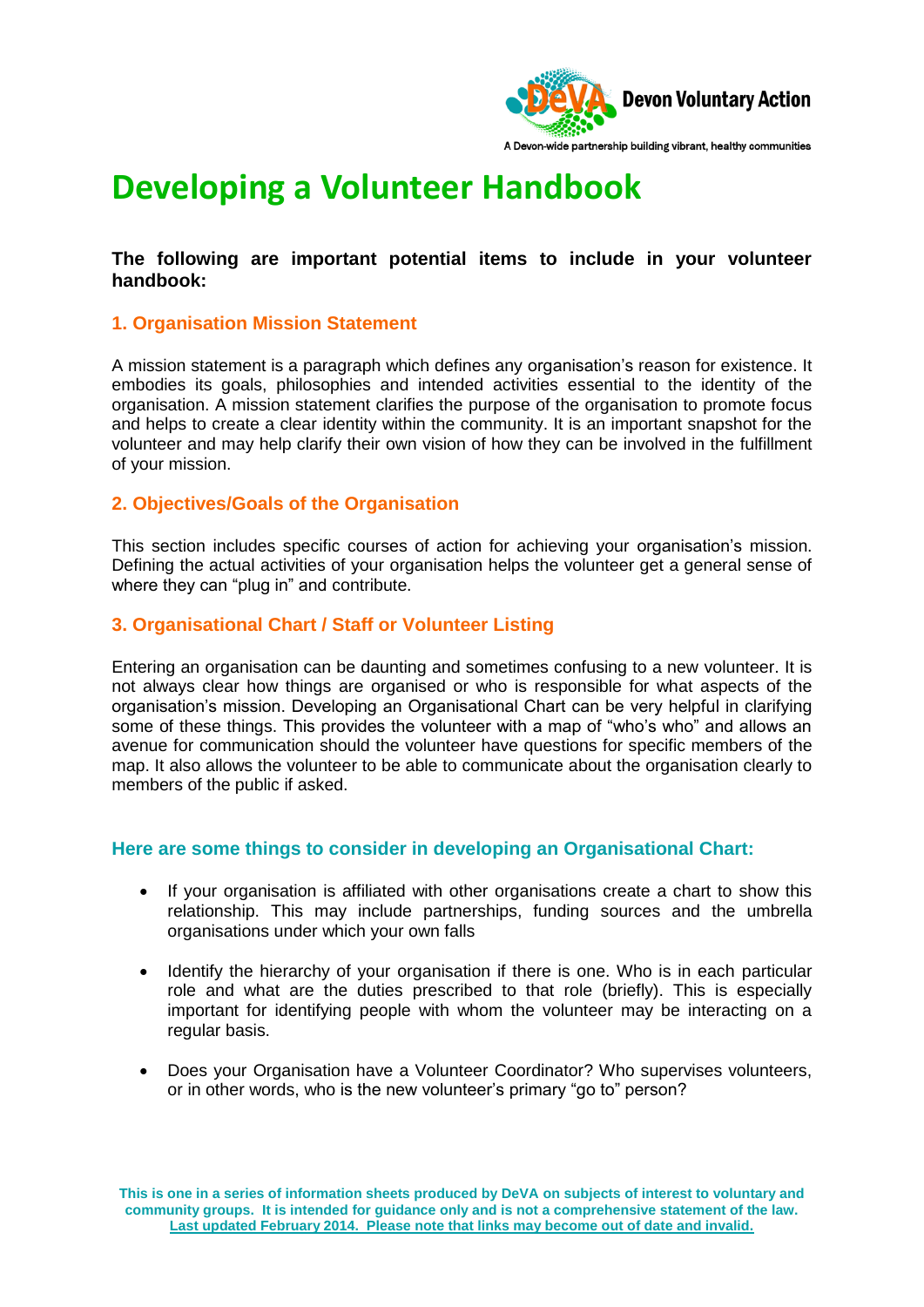Devon Voluntary Action

A Devon-wide partnership building vibrant, healthy communities

# Developing a Volunteer Handbook

**The following are important potential items to include in your volunteer handbook:**

### 1. Organisation Mission Statement

A mission statement is a paragraph which defines any organisation's reason for existence. It embodies its goals, philosophies and intended activities essential to the identity of the organisation. A mission statement clarifies the purpose of the organisation to promote focus and helps to create a clear identity within the community. It is an important snapshot for the volunteer and may help clarify their own vision of how they can be involved in the fulfillment of your mission.

### 2. Objectives/Goals of the Organisation

This section includes specific courses of action for achieving your organisation's mission. Defining the actual activities of your organisation helps the volunteer get a general sense of where they can "plug in" and contribute.

### 3. Organisational Chart / Staff or Volunteer Listing

Entering an organisation can be daunting and sometimes confusing to a new volunteer. It is not always clear how things are organised or who is responsible for what aspects of the organisation's mission. Developing an Organisational Chart can be very helpful in clarifying some of these things. This provides the volunteer with a map of "who's who" and allows an avenue for communication should the volunteer have questions for specific members of the map. It also allows the volunteer to be able to communicate about the organisation clearly to members of the public if asked.

### Here are some things to consider in developing an Organisational Chart:

- If your organisation is affiliated with other organisations create a chart to show this relationship. This may include partnerships, funding sources and the umbrella organisations under which your own falls
- Identify the hierarchy of your organisation if there is one. Who is in each particular role and what are the duties prescribed to that role (briefly). This is especially important for identifying people with whom the volunteer may be interacting on a regular basis.
- Does your Organisation have a Volunteer Coordinator? Who supervises volunteers, or in other words, who is the new volunteer's primary "go to" person?

**This is one in a series of information sheets produced by DeVA on subjects of interest to voluntary and community groups. It is intended for guidance only and is not a comprehensive statement of the law. Last updated February 2014. Please note that links may become out of date and invalid.**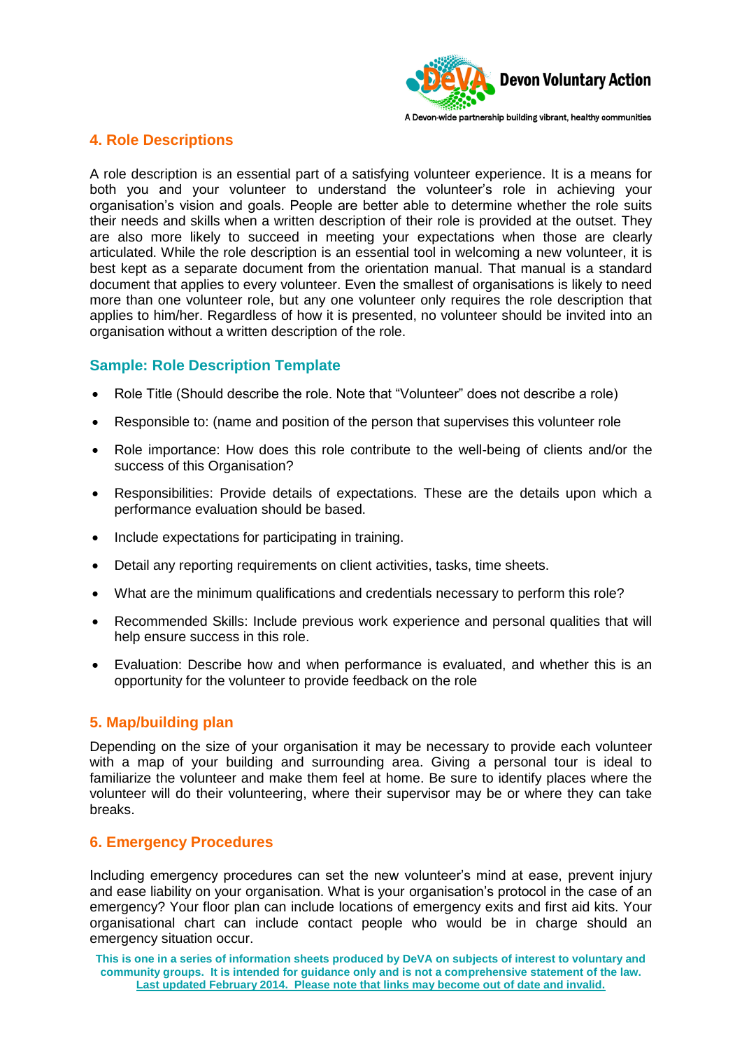## 4. Role Descriptions

A role description is an essential part of a satisfying volunteer experience. It is a means for both you and your volunteer to understand the volunteer's role in achieving your organisation's vision and goals. People are better able to determine whether the role suits their needs and skills when a written description of their role is provided at the outset. They are also more likely to succeed in meeting your expectations when those are clearly articulated. While the role description is an essential tool in welcoming a new volunteer, it is best kept as a separate document from the orientation manual. That manual is a standard document that applies to every volunteer. Even the smallest of organisations is likely to need more than one volunteer role, but any one volunteer only requires the role description that applies to him/her. Regardless of how it is presented, no volunteer should be invited into an organisation without a written description of the role.

### Sample: Role Description Template

- Role Title (Should describe the role. Note that "Volunteer" does not describe a role)
- Responsible to: (name and position of the person that supervises this volunteer role
- Role importance: How does this role contribute to the well-being of clients and/or the success of this Organisation?
- Responsibilities: Provide details of expectations. These are the details upon which a performance evaluation should be based.
- Include expectations for participating in training.
- Detail any reporting requirements on client activities, tasks, time sheets.
- What are the minimum qualifications and credentials necessary to perform this role?
- Recommended Skills: Include previous work experience and personal qualities that will help ensure success in this role.
- Evaluation: Describe how and when performance is evaluated, and whether this is an opportunity for the volunteer to provide feedback on the role

## 5. Map/building plan

Depending on the size of your organisation it may be necessary to provide each volunteer with a map of your building and surrounding area. Giving a personal tour is ideal to familiarize the volunteer and make them feel at home. Be sure to identify places where the volunteer will do their volunteering, where their supervisor may be or where they can take breaks.

## 6. Emergency Procedures

Including emergency procedures can set the new volunteer's mind at ease, prevent injury and ease liability on your organisation. What is your organisation's protocol in the case of an emergency? Your floor plan can include locations of emergency exits and first aid kits. Your organisational chart can include contact people who would be in charge should an emergency situation occur.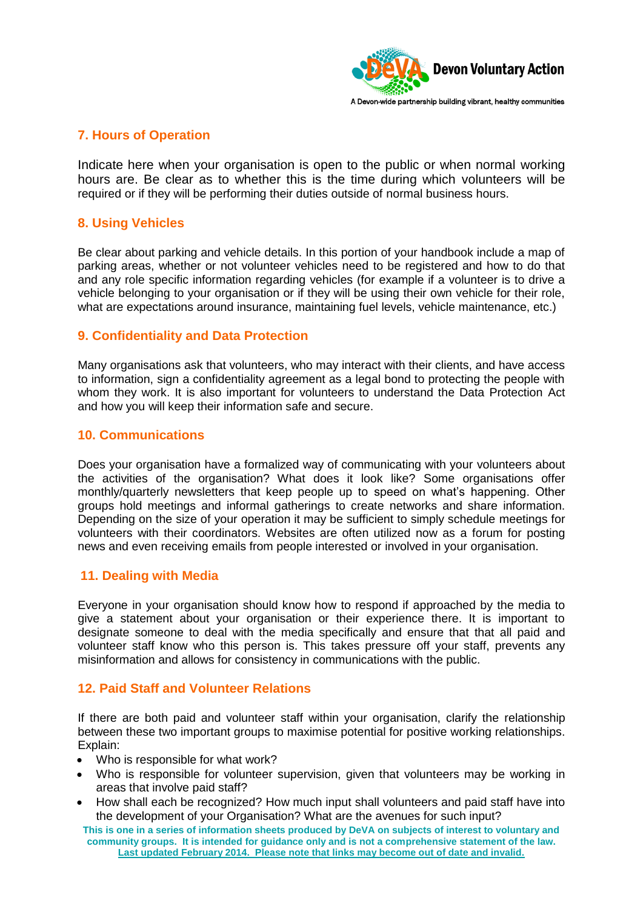## 7. Hours of Operation

Indicate here when your organisation is open to the public or when normal working hours are. Be clear as to whether this is the time during which volunteers will be required or if they will be performing their duties outside of normal business hours.

## 8. Using Vehicles

Be clear about parking and vehicle details. In this portion of your handbook include a map of parking areas, whether or not volunteer vehicles need to be registered and how to do that and any role specific information regarding vehicles (for example if a volunteer is to drive a vehicle belonging to your organisation or if they will be using their own vehicle for their role, what are expectations around insurance, maintaining fuel levels, vehicle maintenance, etc.)

## 9. Confidentiality and Data Protection

Many organisations ask that volunteers, who may interact with their clients, and have access to information, sign a confidentiality agreement as a legal bond to protecting the people with whom they work. It is also important for volunteers to understand the Data Protection Act and how you will keep their information safe and secure.

## 10. Communications

Does your organisation have a formalized way of communicating with your volunteers about the activities of the organisation? What does it look like? Some organisations offer monthly/quarterly newsletters that keep people up to speed on what's happening. Other groups hold meetings and informal gatherings to create networks and share information. Depending on the size of your operation it may be sufficient to simply schedule meetings for volunteers with their coordinators. Websites are often utilized now as a forum for posting news and even receiving emails from people interested or involved in your organisation.

## 11. Dealing with Media

Everyone in your organisation should know how to respond if approached by the media to give a statement about your organisation or their experience there. It is important to designate someone to deal with the media specifically and ensure that that all paid and volunteer staff know who this person is. This takes pressure off your staff, prevents any misinformation and allows for consistency in communications with the public.

## 12. Paid Staff and Volunteer Relations

If there are both paid and volunteer staff within your organisation, clarify the relationship between these two important groups to maximise potential for positive working relationships. Explain:

- Who is responsible for what work?
- Who is responsible for volunteer supervision, given that volunteers may be working in areas that involve paid staff?
- How shall each be recognized? How much input shall volunteers and paid staff have into the development of your Organisation? What are the avenues for such input?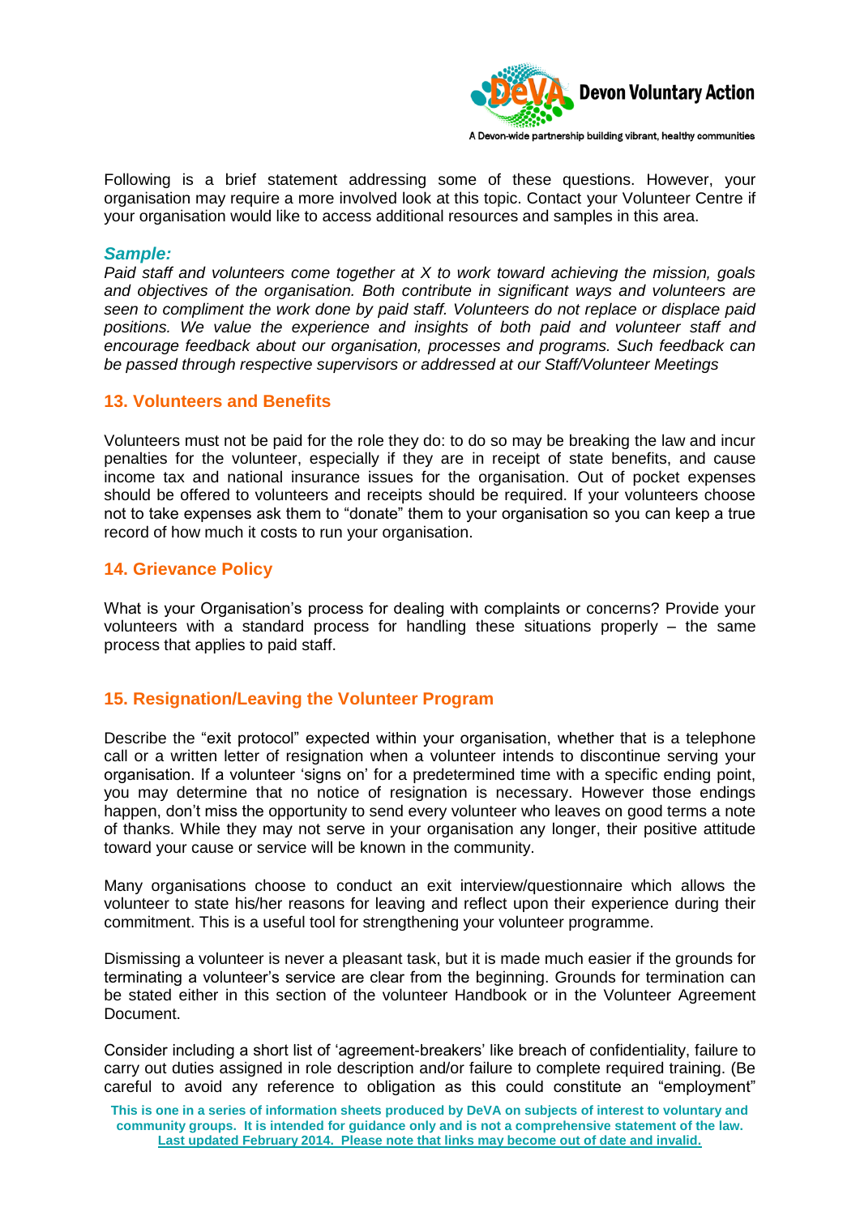Following is a brief statement addressing some of these questions. However, your organisation may require a more involved look at this topic. Contact your Volunteer Centre if your organisation would like to access additional resources and samples in this area.

***Sample:***

*Paid staff and volunteers come together at X to work toward achieving the mission, goals and objectives of the organisation. Both contribute in significant ways and volunteers are seen to compliment the work done by paid staff. Volunteers do not replace or displace paid positions. We value the experience and insights of both paid and volunteer staff and encourage feedback about our organisation, processes and programs. Such feedback can be passed through respective supervisors or addressed at our Staff/Volunteer Meetings*

## 13. Volunteers and Benefits

Volunteers must not be paid for the role they do: to do so may be breaking the law and incur penalties for the volunteer, especially if they are in receipt of state benefits, and cause income tax and national insurance issues for the organisation. Out of pocket expenses should be offered to volunteers and receipts should be required. If your volunteers choose not to take expenses ask them to "donate" them to your organisation so you can keep a true record of how much it costs to run your organisation.

## 14. Grievance Policy

What is your Organisation's process for dealing with complaints or concerns? Provide your volunteers with a standard process for handling these situations properly – the same process that applies to paid staff.

## 15. Resignation/Leaving the Volunteer Program

Describe the "exit protocol" expected within your organisation, whether that is a telephone call or a written letter of resignation when a volunteer intends to discontinue serving your organisation. If a volunteer 'signs on' for a predetermined time with a specific ending point, you may determine that no notice of resignation is necessary. However those endings happen, don't miss the opportunity to send every volunteer who leaves on good terms a note of thanks. While they may not serve in your organisation any longer, their positive attitude toward your cause or service will be known in the community.

Many organisations choose to conduct an exit interview/questionnaire which allows the volunteer to state his/her reasons for leaving and reflect upon their experience during their commitment. This is a useful tool for strengthening your volunteer programme.

Dismissing a volunteer is never a pleasant task, but it is made much easier if the grounds for terminating a volunteer's service are clear from the beginning. Grounds for termination can be stated either in this section of the volunteer Handbook or in the Volunteer Agreement Document.

Consider including a short list of 'agreement-breakers' like breach of confidentiality, failure to carry out duties assigned in role description and/or failure to complete required training. (Be careful to avoid any reference to obligation as this could constitute an "employment"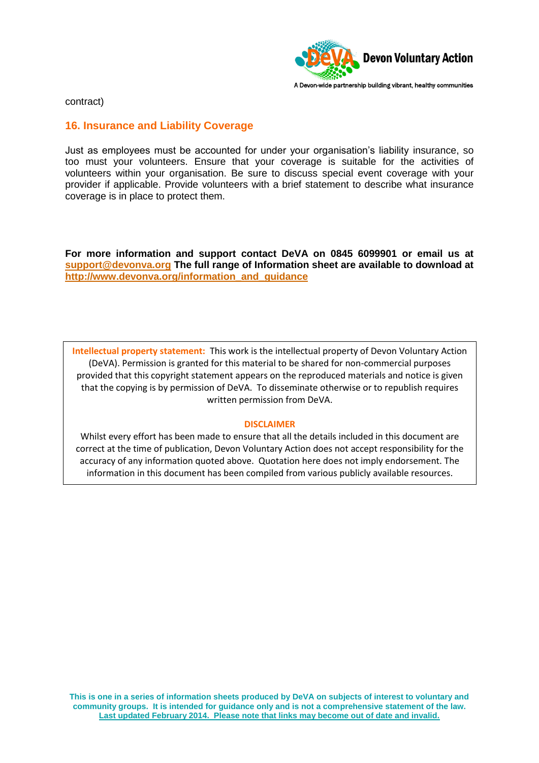contract)

## 16. Insurance and Liability Coverage

Just as employees must be accounted for under your organisation's liability insurance, so too must your volunteers. Ensure that your coverage is suitable for the activities of volunteers within your organisation. Be sure to discuss special event coverage with your provider if applicable. Provide volunteers with a brief statement to describe what insurance coverage is in place to protect them.

**For more information and support contact DeVA on 0845 6099901 or email us at [support@devonva.org](mailto:support@devonva.org) The full range of Information sheet are available to download at [http://www.devonva.org/information_and_guidance](http://www.devonva.org/information_and_guidance)**

**Intellectual property statement:** This work is the intellectual property of Devon Voluntary Action (DeVA). Permission is granted for this material to be shared for non-commercial purposes provided that this copyright statement appears on the reproduced materials and notice is given that the copying is by permission of DeVA. To disseminate otherwise or to republish requires written permission from DeVA.

**DISCLAIMER**

Whilst every effort has been made to ensure that all the details included in this document are correct at the time of publication, Devon Voluntary Action does not accept responsibility for the accuracy of any information quoted above. Quotation here does not imply endorsement. The information in this document has been compiled from various publicly available resources.